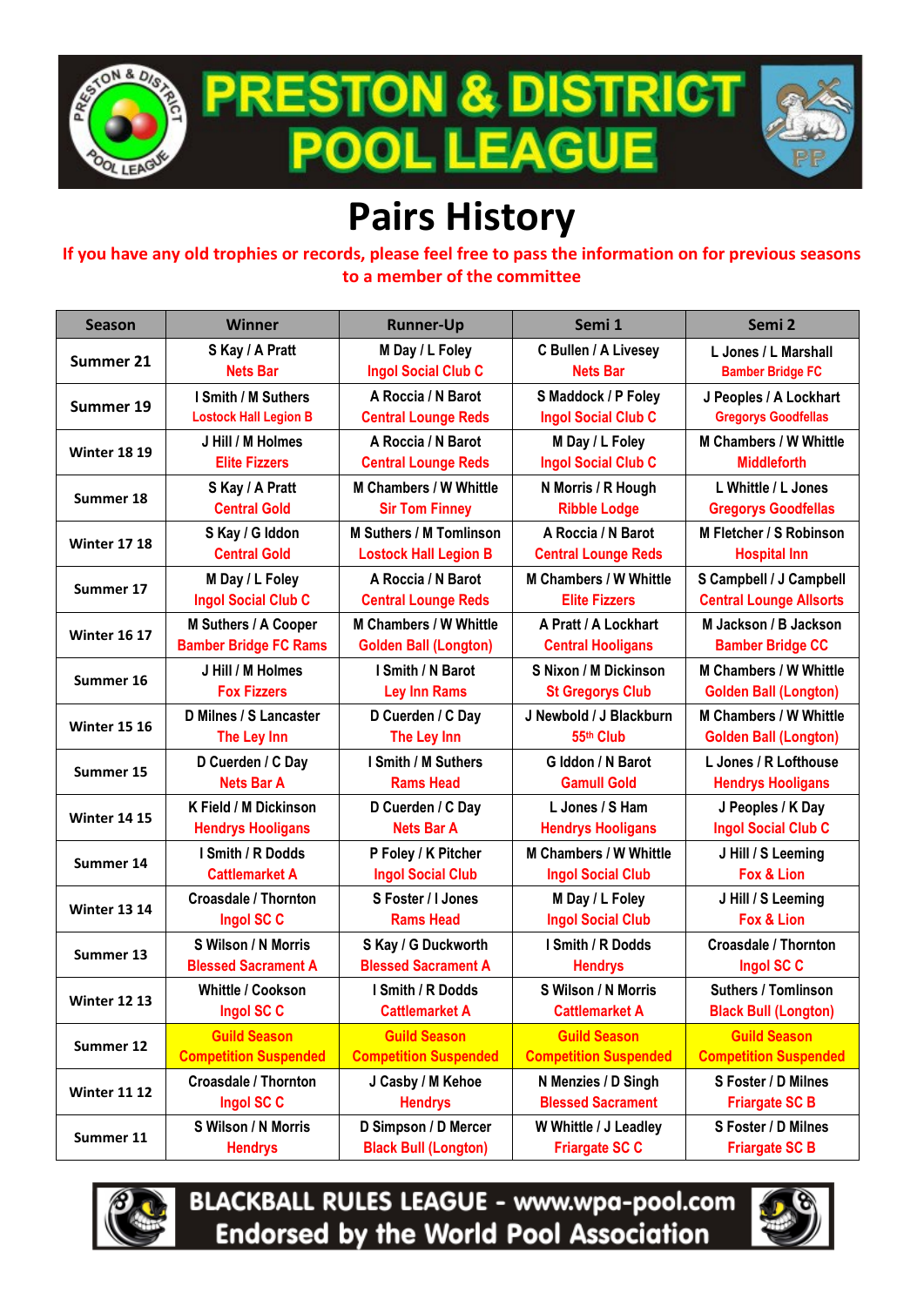# PRESTON & DISTRICT POOL LEAGUE

## Pairs History

**If you have any old trophies or records, please feel free to pass the information on for previous seasons to a member of the committee**

| Season | Winner | Runner-Up | Semi 1 | Semi 2 |
|---|---|---|---|---|
| Summer 21 | S Kay / A Pratt<br>Nets Bar | M Day / L Foley<br>Ingol Social Club C | C Bullen / A Livesey<br>Nets Bar | L Jones / L Marshall<br>Bamber Bridge FC |
| Summer 19 | I Smith / M Suthers<br>Lostock Hall Legion B | A Roccia / N Barot<br>Central Lounge Reds | S Maddock / P Foley<br>Ingol Social Club C | J Peoples / A Lockhart<br>Gregorys Goodfellas |
| Winter 18 19 | J Hill / M Holmes<br>Elite Fizzers | A Roccia / N Barot<br>Central Lounge Reds | M Day / L Foley<br>Ingol Social Club C | M Chambers / W Whittle<br>Middleforth |
| Summer 18 | S Kay / A Pratt<br>Central Gold | M Chambers / W Whittle<br>Sir Tom Finney | N Morris / R Hough<br>Ribble Lodge | L Whittle / L Jones<br>Gregorys Goodfellas |
| Winter 17 18 | S Kay / G Iddon<br>Central Gold | M Suthers / M Tomlinson<br>Lostock Hall Legion B | A Roccia / N Barot<br>Central Lounge Reds | M Fletcher / S Robinson<br>Hospital Inn |
| Summer 17 | M Day / L Foley<br>Ingol Social Club C | A Roccia / N Barot<br>Central Lounge Reds | M Chambers / W Whittle<br>Elite Fizzers | S Campbell / J Campbell<br>Central Lounge Allsorts |
| Winter 16 17 | M Suthers / A Cooper<br>Bamber Bridge FC Rams | M Chambers / W Whittle<br>Golden Ball (Longton) | A Pratt / A Lockhart<br>Central Hooligans | M Jackson / B Jackson<br>Bamber Bridge CC |
| Summer 16 | J Hill / M Holmes<br>Fox Fizzers | I Smith / N Barot<br>Ley Inn Rams | S Nixon / M Dickinson<br>St Gregorys Club | M Chambers / W Whittle<br>Golden Ball (Longton) |
| Winter 15 16 | D Milnes / S Lancaster<br>The Ley Inn | D Cuerden / C Day<br>The Ley Inn | J Newbold / J Blackburn<br>55th Club | M Chambers / W Whittle<br>Golden Ball (Longton) |
| Summer 15 | D Cuerden / C Day<br>Nets Bar A | I Smith / M Suthers<br>Rams Head | G Iddon / N Barot<br>Gamull Gold | L Jones / R Lofthouse<br>Hendrys Hooligans |
| Winter 14 15 | K Field / M Dickinson<br>Hendrys Hooligans | D Cuerden / C Day<br>Nets Bar A | L Jones / S Ham<br>Hendrys Hooligans | J Peoples / K Day<br>Ingol Social Club C |
| Summer 14 | I Smith / R Dodds<br>Cattlemarket A | P Foley / K Pitcher<br>Ingol Social Club | M Chambers / W Whittle<br>Ingol Social Club | J Hill / S Leeming<br>Fox & Lion |
| Winter 13 14 | Croasdale / Thornton<br>Ingol SC C | S Foster / I Jones<br>Rams Head | M Day / L Foley<br>Ingol Social Club | J Hill / S Leeming<br>Fox & Lion |
| Summer 13 | S Wilson / N Morris<br>Blessed Sacrament A | S Kay / G Duckworth<br>Blessed Sacrament A | I Smith / R Dodds<br>Hendrys | Croasdale / Thornton<br>Ingol SC C |
| Winter 12 13 | Whittle / Cookson<br>Ingol SC C | I Smith / R Dodds<br>Cattlemarket A | S Wilson / N Morris<br>Cattlemarket A | Suthers / Tomlinson<br>Black Bull (Longton) |
| Summer 12 | Guild Season Competition Suspended | Guild Season Competition Suspended | Guild Season Competition Suspended | Guild Season Competition Suspended |
| Winter 11 12 | Croasdale / Thornton<br>Ingol SC C | J Casby / M Kehoe<br>Hendrys | N Menzies / D Singh<br>Blessed Sacrament | S Foster / D Milnes<br>Friargate SC B |
| Summer 11 | S Wilson / N Morris<br>Hendrys | D Simpson / D Mercer<br>Black Bull (Longton) | W Whittle / J Leadley<br>Friargate SC C | S Foster / D Milnes<br>Friargate SC B |

BLACKBALL RULES LEAGUE - www.wpa-pool.com
Endorsed by the World Pool Association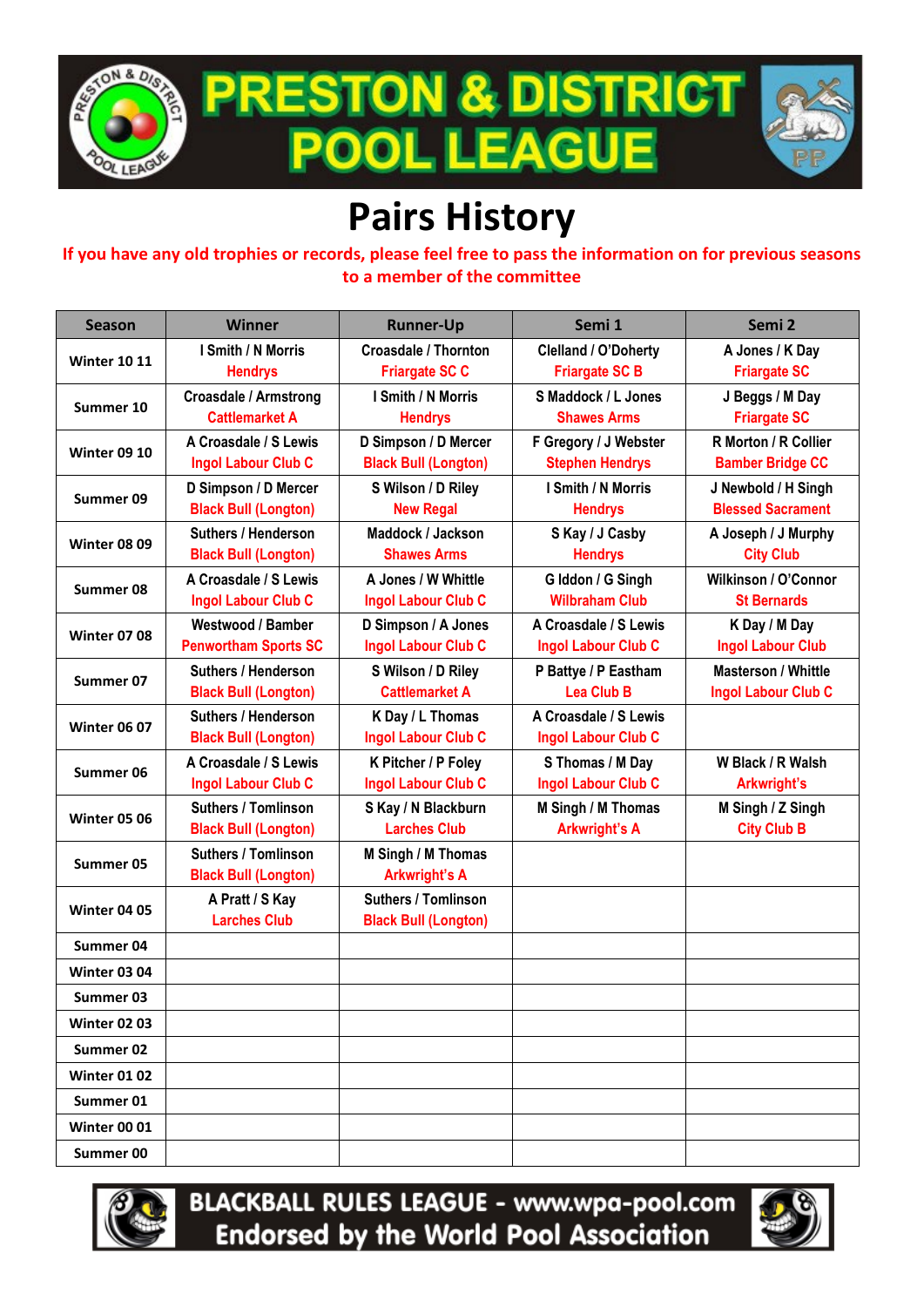# PRESTON & DISTRICT POOL LEAGUE

# Pairs History

**If you have any old trophies or records, please feel free to pass the information on for previous seasons to a member of the committee**

| Season | Winner | Runner-Up | Semi 1 | Semi 2 |
|---|---|---|---|---|
| Winter 10 11 | I Smith / N Morris<br>Hendrys | Croasdale / Thornton<br>Friargate SC C | Clelland / O'Doherty<br>Friargate SC B | A Jones / K Day<br>Friargate SC |
| Summer 10 | Croasdale / Armstrong<br>Cattlemarket A | I Smith / N Morris<br>Hendrys | S Maddock / L Jones<br>Shawes Arms | J Beggs / M Day<br>Friargate SC |
| Winter 09 10 | A Croasdale / S Lewis<br>Ingol Labour Club C | D Simpson / D Mercer<br>Black Bull (Longton) | F Gregory / J Webster<br>Stephen Hendrys | R Morton / R Collier<br>Bamber Bridge CC |
| Summer 09 | D Simpson / D Mercer<br>Black Bull (Longton) | S Wilson / D Riley<br>New Regal | I Smith / N Morris<br>Hendrys | J Newbold / H Singh<br>Blessed Sacrament |
| Winter 08 09 | Suthers / Henderson<br>Black Bull (Longton) | Maddock / Jackson<br>Shawes Arms | S Kay / J Casby<br>Hendrys | A Joseph / J Murphy<br>City Club |
| Summer 08 | A Croasdale / S Lewis<br>Ingol Labour Club C | A Jones / W Whittle<br>Ingol Labour Club C | G Iddon / G Singh<br>Wilbraham Club | Wilkinson / O'Connor<br>St Bernards |
| Winter 07 08 | Westwood / Bamber<br>Penwortham Sports SC | D Simpson / A Jones<br>Ingol Labour Club C | A Croasdale / S Lewis<br>Ingol Labour Club C | K Day / M Day<br>Ingol Labour Club |
| Summer 07 | Suthers / Henderson<br>Black Bull (Longton) | S Wilson / D Riley<br>Cattlemarket A | P Battye / P Eastham<br>Lea Club B | Masterson / Whittle<br>Ingol Labour Club C |
| Winter 06 07 | Suthers / Henderson<br>Black Bull (Longton) | K Day / L Thomas<br>Ingol Labour Club C | A Croasdale / S Lewis<br>Ingol Labour Club C | |
| Summer 06 | A Croasdale / S Lewis<br>Ingol Labour Club C | K Pitcher / P Foley<br>Ingol Labour Club C | S Thomas / M Day<br>Ingol Labour Club C | W Black / R Walsh<br>Arkwright's |
| Winter 05 06 | Suthers / Tomlinson<br>Black Bull (Longton) | S Kay / N Blackburn<br>Larches Club | M Singh / M Thomas<br>Arkwright's A | M Singh / Z Singh<br>City Club B |
| Summer 05 | Suthers / Tomlinson<br>Black Bull (Longton) | M Singh / M Thomas<br>Arkwright's A | | |
| Winter 04 05 | A Pratt / S Kay<br>Larches Club | Suthers / Tomlinson<br>Black Bull (Longton) | | |
| Summer 04 | | | | |
| Winter 03 04 | | | | |
| Summer 03 | | | | |
| Winter 02 03 | | | | |
| Summer 02 | | | | |
| Winter 01 02 | | | | |
| Summer 01 | | | | |
| Winter 00 01 | | | | |
| Summer 00 | | | | |

BLACKBALL RULES LEAGUE - www.wpa-pool.com
Endorsed by the World Pool Association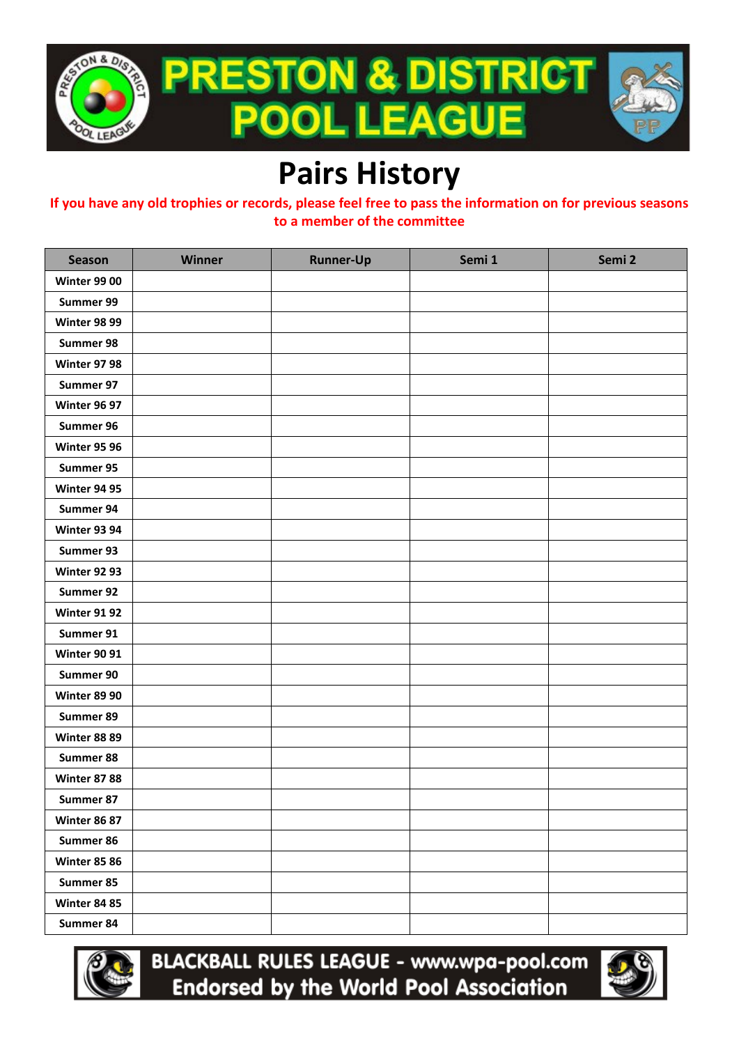# PRESTON & DISTRICT POOL LEAGUE

# Pairs History

**If you have any old trophies or records, please feel free to pass the information on for previous seasons to a member of the committee**

| Season | Winner | Runner-Up | Semi 1 | Semi 2 |
|---|---|---|---|---|
| Winter 99 00 | | | | |
| Summer 99 | | | | |
| Winter 98 99 | | | | |
| Summer 98 | | | | |
| Winter 97 98 | | | | |
| Summer 97 | | | | |
| Winter 96 97 | | | | |
| Summer 96 | | | | |
| Winter 95 96 | | | | |
| Summer 95 | | | | |
| Winter 94 95 | | | | |
| Summer 94 | | | | |
| Winter 93 94 | | | | |
| Summer 93 | | | | |
| Winter 92 93 | | | | |
| Summer 92 | | | | |
| Winter 91 92 | | | | |
| Summer 91 | | | | |
| Winter 90 91 | | | | |
| Summer 90 | | | | |
| Winter 89 90 | | | | |
| Summer 89 | | | | |
| Winter 88 89 | | | | |
| Summer 88 | | | | |
| Winter 87 88 | | | | |
| Summer 87 | | | | |
| Winter 86 87 | | | | |
| Summer 86 | | | | |
| Winter 85 86 | | | | |
| Summer 85 | | | | |
| Winter 84 85 | | | | |
| Summer 84 | | | | |

BLACKBALL RULES LEAGUE - www.wpa-pool.com
Endorsed by the World Pool Association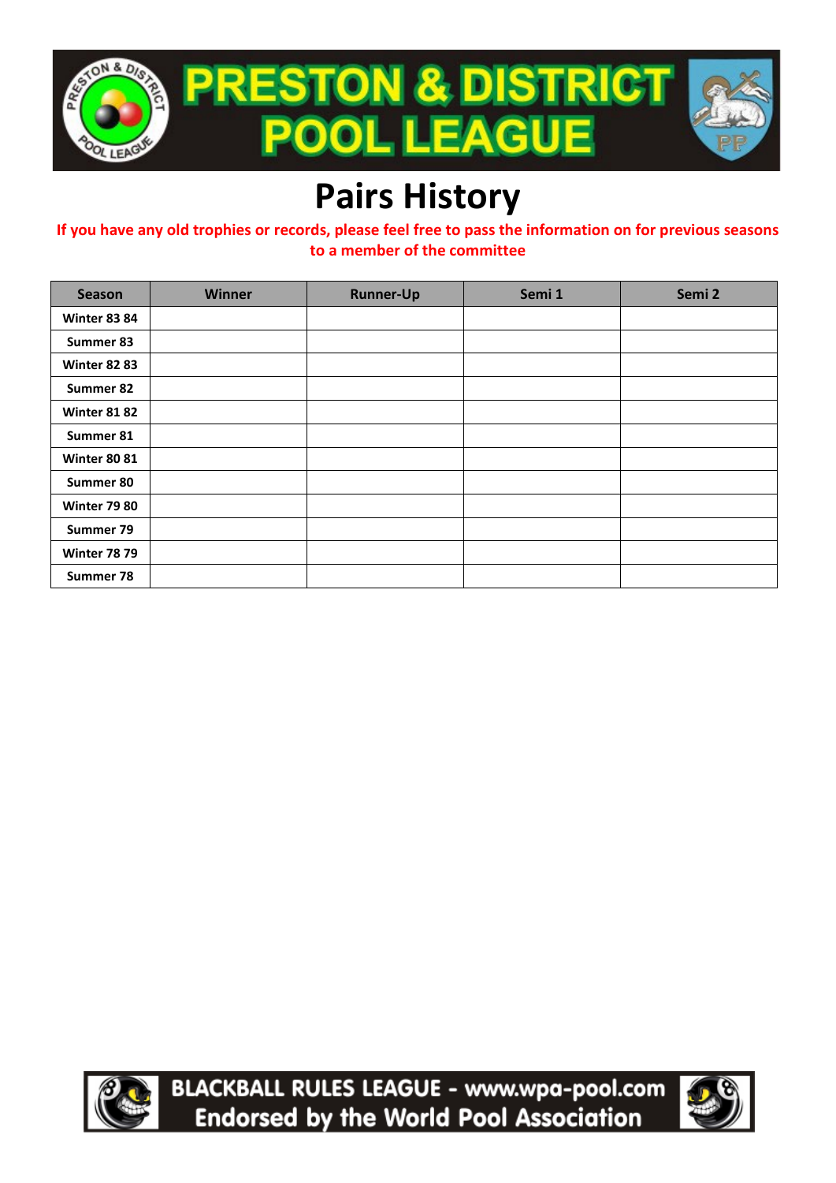# PRESTON & DISTRICT POOL LEAGUE

## Pairs History

**If you have any old trophies or records, please feel free to pass the information on for previous seasons to a member of the committee**

| Season | Winner | Runner-Up | Semi 1 | Semi 2 |
|---|---|---|---|---|
| Winter 83 84 | | | | |
| Summer 83 | | | | |
| Winter 82 83 | | | | |
| Summer 82 | | | | |
| Winter 81 82 | | | | |
| Summer 81 | | | | |
| Winter 80 81 | | | | |
| Summer 80 | | | | |
| Winter 79 80 | | | | |
| Summer 79 | | | | |
| Winter 78 79 | | | | |
| Summer 78 | | | | |

BLACKBALL RULES LEAGUE - www.wpa-pool.com
Endorsed by the World Pool Association